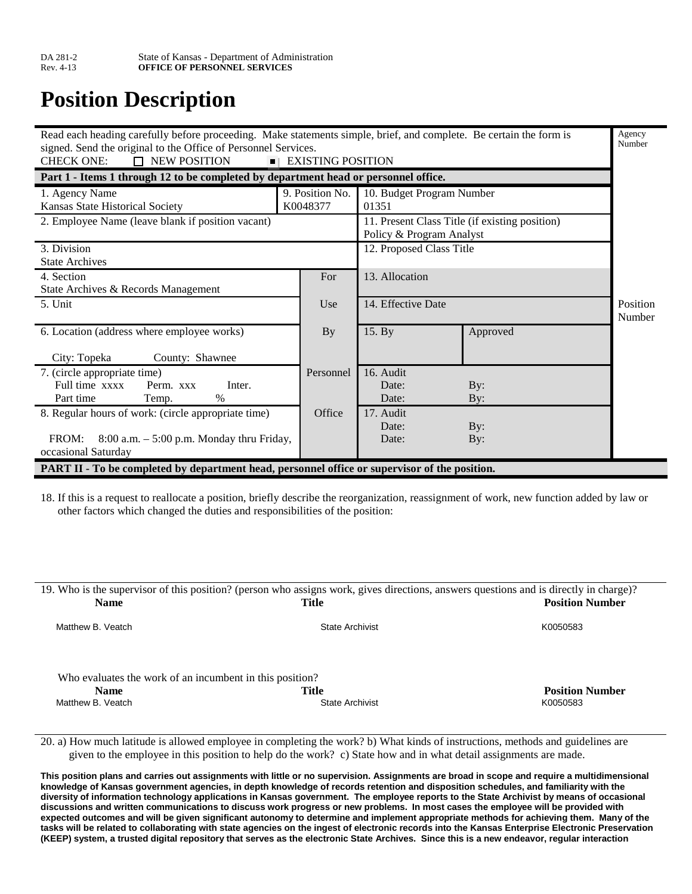DA 281-2
Rev. 4-13

State of Kansas - Department of Administration
**OFFICE OF PERSONNEL SERVICES**

# Position Description

Read each heading carefully before proceeding. Make statements simple, brief, and complete. Be certain the form is signed. Send the original to the Office of Personnel Services.

CHECK ONE: ☐ NEW POSITION ■ EXISTING POSITION

Agency Number

**Part 1 - Items 1 through 12 to be completed by department head or personnel office.**

| | | | | |
|---|---|---|---|---|
| 1. Agency Name<br>Kansas State Historical Society | 9. Position No.<br>K0048377 | 10. Budget Program Number<br>01351 | | |
| 2. Employee Name (leave blank if position vacant) | | 11. Present Class Title (if existing position)<br>Policy & Program Analyst | | |
| 3. Division<br>State Archives | | 12. Proposed Class Title | | |
| 4. Section<br>State Archives & Records Management | For | 13. Allocation | | |
| 5. Unit | Use | 14. Effective Date | | Position Number |
| 6. Location (address where employee works)<br>City: Topeka County: Shawnee | By | 15. By | Approved | |
| 7. (circle appropriate time)<br>Full time xxxx Perm. xxx Inter.<br>Part time Temp. % | Personnel | 16. Audit<br>Date: By:<br>Date: By: | | |
| 8. Regular hours of work: (circle appropriate time)<br>FROM: 8:00 a.m. – 5:00 p.m. Monday thru Friday, occasional Saturday | Office | 17. Audit<br>Date: By:<br>Date: By: | | |

**PART II - To be completed by department head, personnel office or supervisor of the position.**

18. If this is a request to reallocate a position, briefly describe the reorganization, reassignment of work, new function added by law or other factors which changed the duties and responsibilities of the position:

19. Who is the supervisor of this position? (person who assigns work, gives directions, answers questions and is directly in charge)?

| Name | Title | Position Number |
|---|---|---|
| Matthew B. Veatch | State Archivist | K0050583 |

Who evaluates the work of an incumbent in this position?

| Name | Title | Position Number |
|---|---|---|
| Matthew B. Veatch | State Archivist | K0050583 |

20. a) How much latitude is allowed employee in completing the work? b) What kinds of instructions, methods and guidelines are given to the employee in this position to help do the work? c) State how and in what detail assignments are made.

**This position plans and carries out assignments with little or no supervision. Assignments are broad in scope and require a multidimensional knowledge of Kansas government agencies, in depth knowledge of records retention and disposition schedules, and familiarity with the diversity of information technology applications in Kansas government. The employee reports to the State Archivist by means of occasional discussions and written communications to discuss work progress or new problems. In most cases the employee will be provided with expected outcomes and will be given significant autonomy to determine and implement appropriate methods for achieving them. Many of the tasks will be related to collaborating with state agencies on the ingest of electronic records into the Kansas Enterprise Electronic Preservation (KEEP) system, a trusted digital repository that serves as the electronic State Archives. Since this is a new endeavor, regular interaction**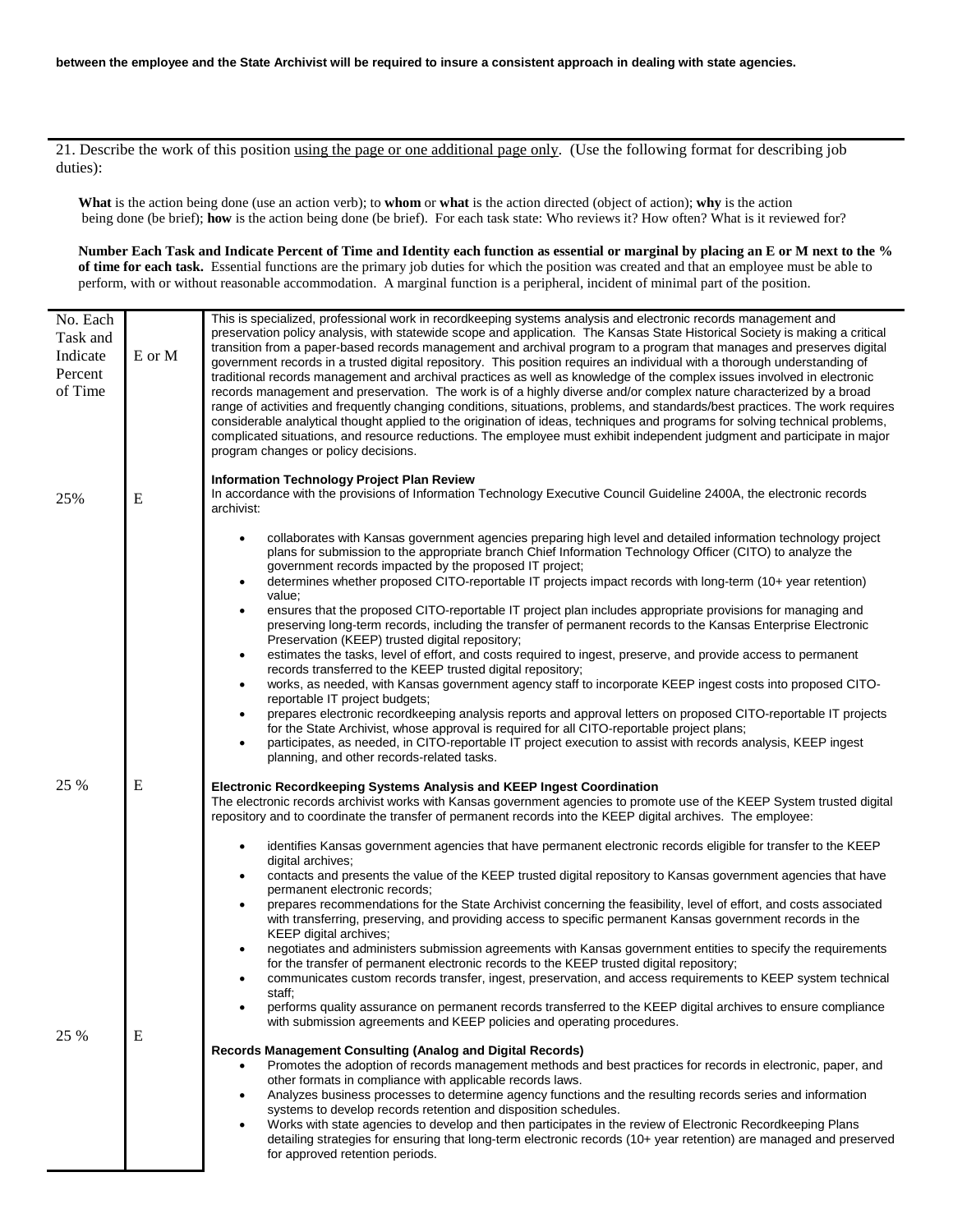**between the employee and the State Archivist will be required to insure a consistent approach in dealing with state agencies.**

21. Describe the work of this position <u>using the page or one additional page only</u>. (Use the following format for describing job duties):

**What** is the action being done (use an action verb); to **whom** or **what** is the action directed (object of action); **why** is the action being done (be brief); **how** is the action being done (be brief). For each task state: Who reviews it? How often? What is it reviewed for?

**Number Each Task and Indicate Percent of Time and Identity each function as essential or marginal by placing an E or M next to the % of time for each task.** Essential functions are the primary job duties for which the position was created and that an employee must be able to perform, with or without reasonable accommodation. A marginal function is a peripheral, incident of minimal part of the position.

| No. Each Task and Indicate Percent of Time | E or M | |
|---|---|---|
| | | This is specialized, professional work in recordkeeping systems analysis and electronic records management and preservation policy analysis, with statewide scope and application. The Kansas State Historical Society is making a critical transition from a paper-based records management and archival program to a program that manages and preserves digital government records in a trusted digital repository. This position requires an individual with a thorough understanding of traditional records management and archival practices as well as knowledge of the complex issues involved in electronic records management and preservation. The work is of a highly diverse and/or complex nature characterized by a broad range of activities and frequently changing conditions, situations, problems, and standards/best practices. The work requires considerable analytical thought applied to the origination of ideas, techniques and programs for solving technical problems, complicated situations, and resource reductions. The employee must exhibit independent judgment and participate in major program changes or policy decisions. |
| 25% | E | **Information Technology Project Plan Review**<br>In accordance with the provisions of Information Technology Executive Council Guideline 2400A, the electronic records archivist:<br>• collaborates with Kansas government agencies preparing high level and detailed information technology project plans for submission to the appropriate branch Chief Information Technology Officer (CITO) to analyze the government records impacted by the proposed IT project;<br>• determines whether proposed CITO-reportable IT projects impact records with long-term (10+ year retention) value;<br>• ensures that the proposed CITO-reportable IT project plan includes appropriate provisions for managing and preserving long-term records, including the transfer of permanent records to the Kansas Enterprise Electronic Preservation (KEEP) trusted digital repository;<br>• estimates the tasks, level of effort, and costs required to ingest, preserve, and provide access to permanent records transferred to the KEEP trusted digital repository;<br>• works, as needed, with Kansas government agency staff to incorporate KEEP ingest costs into proposed CITO-reportable IT project budgets;<br>• prepares electronic recordkeeping analysis reports and approval letters on proposed CITO-reportable IT projects for the State Archivist, whose approval is required for all CITO-reportable project plans;<br>• participates, as needed, in CITO-reportable IT project execution to assist with records analysis, KEEP ingest planning, and other records-related tasks. |
| 25 % | E | **Electronic Recordkeeping Systems Analysis and KEEP Ingest Coordination**<br>The electronic records archivist works with Kansas government agencies to promote use of the KEEP System trusted digital repository and to coordinate the transfer of permanent records into the KEEP digital archives. The employee:<br>• identifies Kansas government agencies that have permanent electronic records eligible for transfer to the KEEP digital archives;<br>• contacts and presents the value of the KEEP trusted digital repository to Kansas government agencies that have permanent electronic records;<br>• prepares recommendations for the State Archivist concerning the feasibility, level of effort, and costs associated with transferring, preserving, and providing access to specific permanent Kansas government records in the KEEP digital archives;<br>• negotiates and administers submission agreements with Kansas government entities to specify the requirements for the transfer of permanent electronic records to the KEEP trusted digital repository;<br>• communicates custom records transfer, ingest, preservation, and access requirements to KEEP system technical staff;<br>• performs quality assurance on permanent records transferred to the KEEP digital archives to ensure compliance with submission agreements and KEEP policies and operating procedures. |
| 25 % | E | **Records Management Consulting (Analog and Digital Records)**<br>• Promotes the adoption of records management methods and best practices for records in electronic, paper, and other formats in compliance with applicable records laws.<br>• Analyzes business processes to determine agency functions and the resulting records series and information systems to develop records retention and disposition schedules.<br>• Works with state agencies to develop and then participates in the review of Electronic Recordkeeping Plans detailing strategies for ensuring that long-term electronic records (10+ year retention) are managed and preserved for approved retention periods. |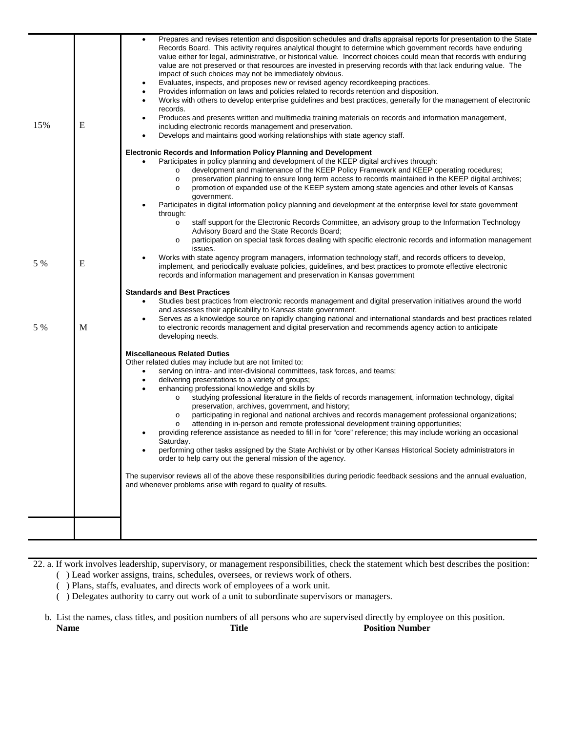| | | |
|---|---|---|
| 15% | E | • Prepares and revises retention and disposition schedules and drafts appraisal reports for presentation to the State Records Board. This activity requires analytical thought to determine which government records have enduring value either for legal, administrative, or historical value. Incorrect choices could mean that records with enduring value are not preserved or that resources are invested in preserving records with that lack enduring value. The impact of such choices may not be immediately obvious.<br>• Evaluates, inspects, and proposes new or revised agency recordkeeping practices.<br>• Provides information on laws and policies related to records retention and disposition.<br>• Works with others to develop enterprise guidelines and best practices, generally for the management of electronic records.<br>• Produces and presents written and multimedia training materials on records and information management, including electronic records management and preservation.<br>• Develops and maintains good working relationships with state agency staff. |
| 5 % | E | **Electronic Records and Information Policy Planning and Development**<br>• Participates in policy planning and development of the KEEP digital archives through:<br>  o development and maintenance of the KEEP Policy Framework and KEEP operating rocedures;<br>  o preservation planning to ensure long term access to records maintained in the KEEP digital archives;<br>  o promotion of expanded use of the KEEP system among state agencies and other levels of Kansas government.<br>• Participates in digital information policy planning and development at the enterprise level for state government through:<br>  o staff support for the Electronic Records Committee, an advisory group to the Information Technology Advisory Board and the State Records Board;<br>  o participation on special task forces dealing with specific electronic records and information management issues.<br>• Works with state agency program managers, information technology staff, and records officers to develop, implement, and periodically evaluate policies, guidelines, and best practices to promote effective electronic records and information management and preservation in Kansas government |
| 5 % | M | **Standards and Best Practices**<br>• Studies best practices from electronic records management and digital preservation initiatives around the world and assesses their applicability to Kansas state government.<br>• Serves as a knowledge source on rapidly changing national and international standards and best practices related to electronic records management and digital preservation and recommends agency action to anticipate developing needs. |
| | | **Miscellaneous Related Duties**<br>Other related duties may include but are not limited to:<br>• serving on intra- and inter-divisional committees, task forces, and teams;<br>• delivering presentations to a variety of groups;<br>• enhancing professional knowledge and skills by<br>  o studying professional literature in the fields of records management, information technology, digital preservation, archives, government, and history;<br>  o participating in regional and national archives and records management professional organizations;<br>  o attending in in-person and remote professional development training opportunities;<br>• providing reference assistance as needed to fill in for "core" reference; this may include working an occasional Saturday.<br>• performing other tasks assigned by the State Archivist or by other Kansas Historical Society administrators in order to help carry out the general mission of the agency.<br><br>The supervisor reviews all of the above these responsibilities during periodic feedback sessions and the annual evaluation, and whenever problems arise with regard to quality of results. |
| | | |

22. a. If work involves leadership, supervisory, or management responsibilities, check the statement which best describes the position:

( ) Lead worker assigns, trains, schedules, oversees, or reviews work of others.

( ) Plans, staffs, evaluates, and directs work of employees of a work unit.

( ) Delegates authority to carry out work of a unit to subordinate supervisors or managers.

b. List the names, class titles, and position numbers of all persons who are supervised directly by employee on this position.

| Name | Title | Position Number |
|---|---|---|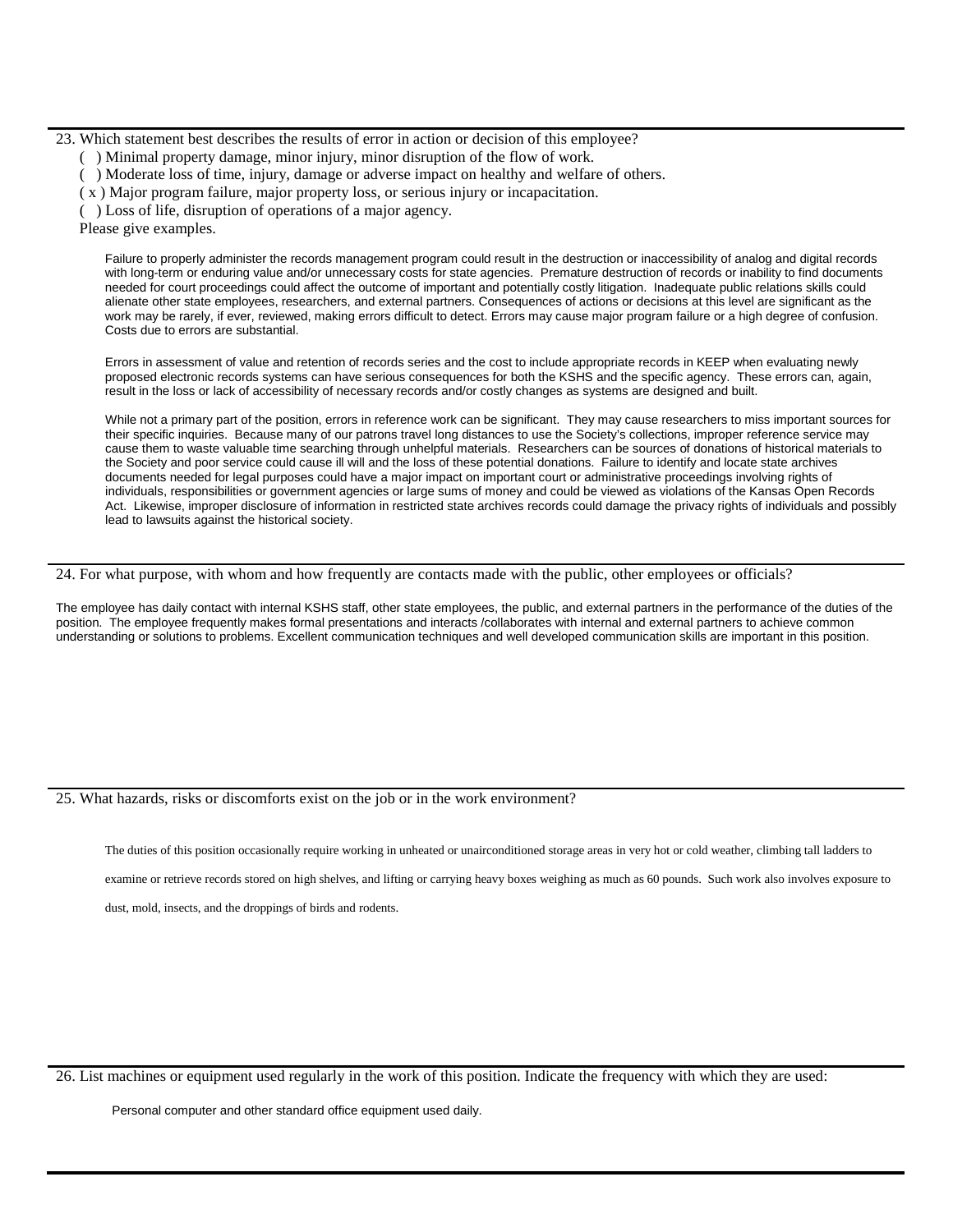23. Which statement best describes the results of error in action or decision of this employee?

( ) Minimal property damage, minor injury, minor disruption of the flow of work.
( ) Moderate loss of time, injury, damage or adverse impact on healthy and welfare of others.
( x ) Major program failure, major property loss, or serious injury or incapacitation.
( ) Loss of life, disruption of operations of a major agency.

Please give examples.

Failure to properly administer the records management program could result in the destruction or inaccessibility of analog and digital records with long-term or enduring value and/or unnecessary costs for state agencies. Premature destruction of records or inability to find documents needed for court proceedings could affect the outcome of important and potentially costly litigation. Inadequate public relations skills could alienate other state employees, researchers, and external partners. Consequences of actions or decisions at this level are significant as the work may be rarely, if ever, reviewed, making errors difficult to detect. Errors may cause major program failure or a high degree of confusion. Costs due to errors are substantial.

Errors in assessment of value and retention of records series and the cost to include appropriate records in KEEP when evaluating newly proposed electronic records systems can have serious consequences for both the KSHS and the specific agency. These errors can, again, result in the loss or lack of accessibility of necessary records and/or costly changes as systems are designed and built.

While not a primary part of the position, errors in reference work can be significant. They may cause researchers to miss important sources for their specific inquiries. Because many of our patrons travel long distances to use the Society's collections, improper reference service may cause them to waste valuable time searching through unhelpful materials. Researchers can be sources of donations of historical materials to the Society and poor service could cause ill will and the loss of these potential donations. Failure to identify and locate state archives documents needed for legal purposes could have a major impact on important court or administrative proceedings involving rights of individuals, responsibilities or government agencies or large sums of money and could be viewed as violations of the Kansas Open Records Act. Likewise, improper disclosure of information in restricted state archives records could damage the privacy rights of individuals and possibly lead to lawsuits against the historical society.

24. For what purpose, with whom and how frequently are contacts made with the public, other employees or officials?

The employee has daily contact with internal KSHS staff, other state employees, the public, and external partners in the performance of the duties of the position. The employee frequently makes formal presentations and interacts /collaborates with internal and external partners to achieve common understanding or solutions to problems. Excellent communication techniques and well developed communication skills are important in this position.

25. What hazards, risks or discomforts exist on the job or in the work environment?

The duties of this position occasionally require working in unheated or unairconditioned storage areas in very hot or cold weather, climbing tall ladders to examine or retrieve records stored on high shelves, and lifting or carrying heavy boxes weighing as much as 60 pounds. Such work also involves exposure to dust, mold, insects, and the droppings of birds and rodents.

26. List machines or equipment used regularly in the work of this position. Indicate the frequency with which they are used:

Personal computer and other standard office equipment used daily.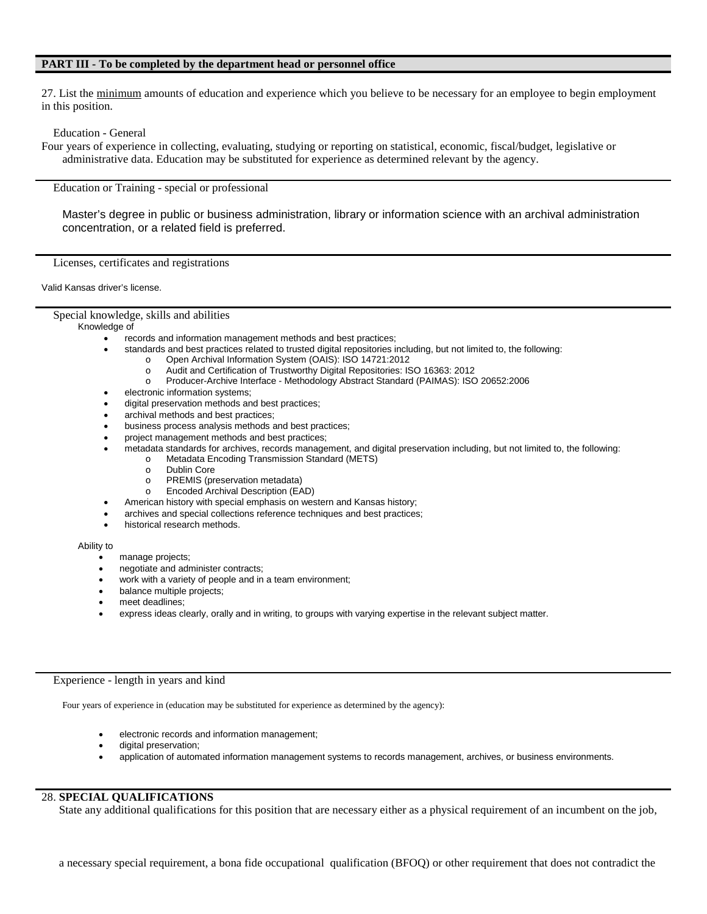## PART III - To be completed by the department head or personnel office

27. List the <u>minimum</u> amounts of education and experience which you believe to be necessary for an employee to begin employment in this position.

Education - General

Four years of experience in collecting, evaluating, studying or reporting on statistical, economic, fiscal/budget, legislative or administrative data. Education may be substituted for experience as determined relevant by the agency.

---

Education or Training - special or professional

Master's degree in public or business administration, library or information science with an archival administration concentration, or a related field is preferred.

---

Licenses, certificates and registrations

Valid Kansas driver's license.

---

Special knowledge, skills and abilities

Knowledge of

- records and information management methods and best practices;
- standards and best practices related to trusted digital repositories including, but not limited to, the following:
  - Open Archival Information System (OAIS): ISO 14721:2012
  - Audit and Certification of Trustworthy Digital Repositories: ISO 16363: 2012
  - Producer-Archive Interface - Methodology Abstract Standard (PAIMAS): ISO 20652:2006
- electronic information systems;
- digital preservation methods and best practices;
- archival methods and best practices;
- business process analysis methods and best practices;
- project management methods and best practices;
- metadata standards for archives, records management, and digital preservation including, but not limited to, the following:
  - Metadata Encoding Transmission Standard (METS)
  - Dublin Core
  - PREMIS (preservation metadata)
  - Encoded Archival Description (EAD)
- American history with special emphasis on western and Kansas history;
- archives and special collections reference techniques and best practices;
- historical research methods.

Ability to

- manage projects;
- negotiate and administer contracts;
- work with a variety of people and in a team environment;
- balance multiple projects;
- meet deadlines;
- express ideas clearly, orally and in writing, to groups with varying expertise in the relevant subject matter.

---

Experience - length in years and kind

Four years of experience in (education may be substituted for experience as determined by the agency):

- electronic records and information management;
- digital preservation;
- application of automated information management systems to records management, archives, or business environments.

---

28. **SPECIAL QUALIFICATIONS**

State any additional qualifications for this position that are necessary either as a physical requirement of an incumbent on the job,

a necessary special requirement, a bona fide occupational qualification (BFOQ) or other requirement that does not contradict the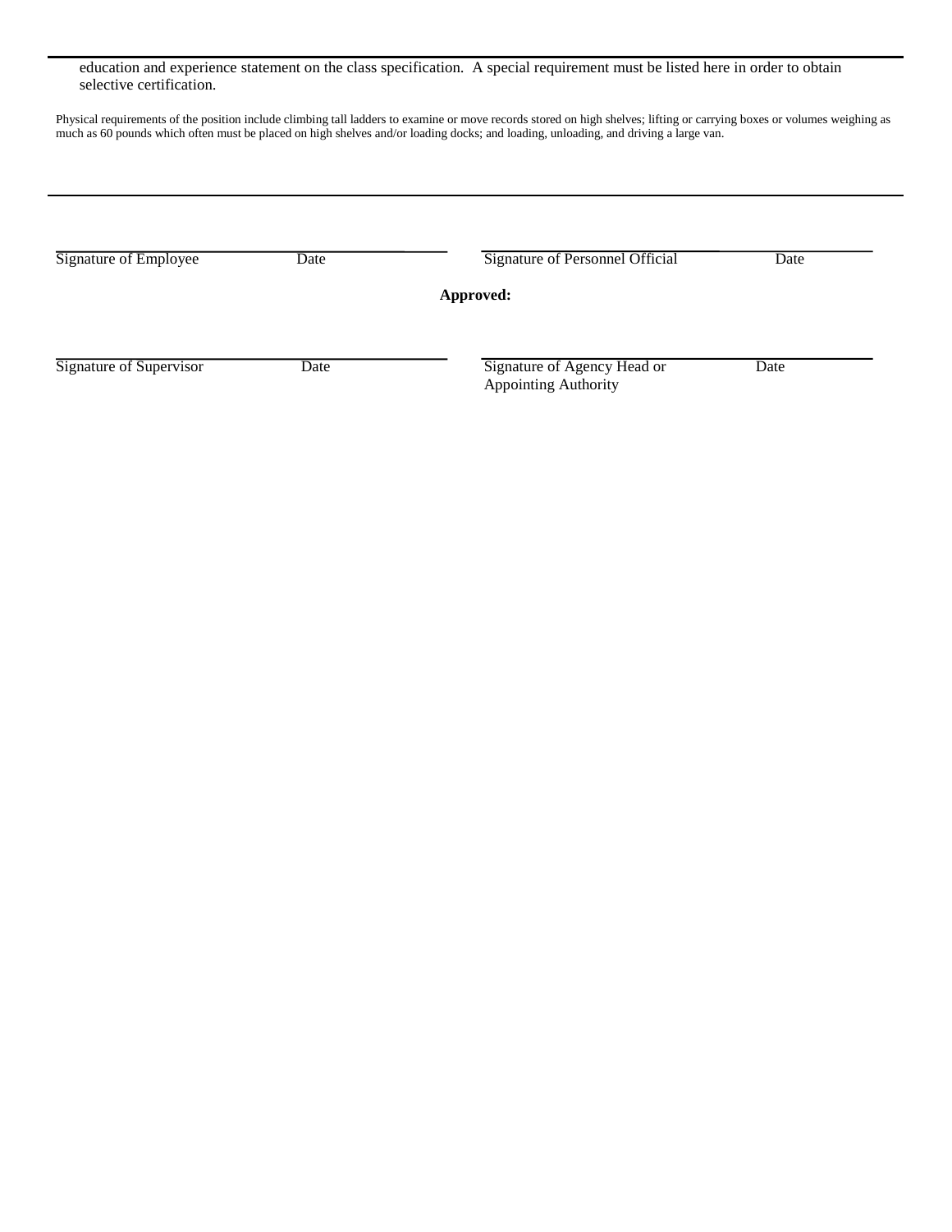education and experience statement on the class specification. A special requirement must be listed here in order to obtain selective certification.

Physical requirements of the position include climbing tall ladders to examine or move records stored on high shelves; lifting or carrying boxes or volumes weighing as much as 60 pounds which often must be placed on high shelves and/or loading docks; and loading, unloading, and driving a large van.

---

| | | | |
|---|---|---|---|
| Signature of Employee | Date | Signature of Personnel Official | Date |

**Approved:**

| | | | |
|---|---|---|---|
| Signature of Supervisor | Date | Signature of Agency Head or Appointing Authority | Date |